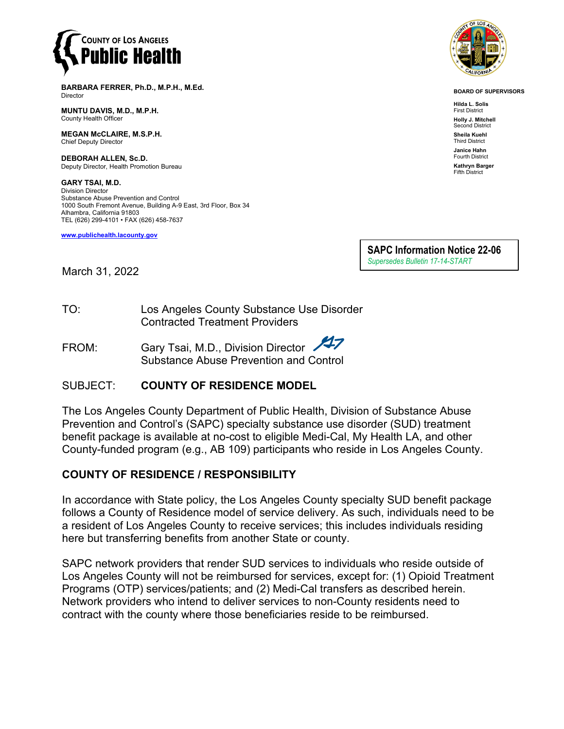**COUNTY OF LOS ANGELES**
**Public Health**

**BARBARA FERRER, Ph.D., M.P.H., M.Ed.**
Director

**MUNTU DAVIS, M.D., M.P.H.**
County Health Officer

**MEGAN McCLAIRE, M.S.P.H.**
Chief Deputy Director

**DEBORAH ALLEN, Sc.D.**
Deputy Director, Health Promotion Bureau

**GARY TSAI, M.D.**
Division Director
Substance Abuse Prevention and Control
1000 South Fremont Avenue, Building A-9 East, 3rd Floor, Box 34
Alhambra, California 91803
TEL (626) 299-4101 • FAX (626) 458-7637

www.publichealth.lacounty.gov

**BOARD OF SUPERVISORS**

**Hilda L. Solis**
First District

**Holly J. Mitchell**
Second District

**Sheila Kuehl**
Third District

**Janice Hahn**
Fourth District

**Kathryn Barger**
Fifth District

**SAPC Information Notice 22-06**
*Supersedes Bulletin 17-14-START*

March 31, 2022

TO: Los Angeles County Substance Use Disorder Contracted Treatment Providers

FROM: Gary Tsai, M.D., Division Director
Substance Abuse Prevention and Control

SUBJECT: **COUNTY OF RESIDENCE MODEL**

The Los Angeles County Department of Public Health, Division of Substance Abuse Prevention and Control's (SAPC) specialty substance use disorder (SUD) treatment benefit package is available at no-cost to eligible Medi-Cal, My Health LA, and other County-funded program (e.g., AB 109) participants who reside in Los Angeles County.

## COUNTY OF RESIDENCE / RESPONSIBILITY

In accordance with State policy, the Los Angeles County specialty SUD benefit package follows a County of Residence model of service delivery. As such, individuals need to be a resident of Los Angeles County to receive services; this includes individuals residing here but transferring benefits from another State or county.

SAPC network providers that render SUD services to individuals who reside outside of Los Angeles County will not be reimbursed for services, except for: (1) Opioid Treatment Programs (OTP) services/patients; and (2) Medi-Cal transfers as described herein. Network providers who intend to deliver services to non-County residents need to contract with the county where those beneficiaries reside to be reimbursed.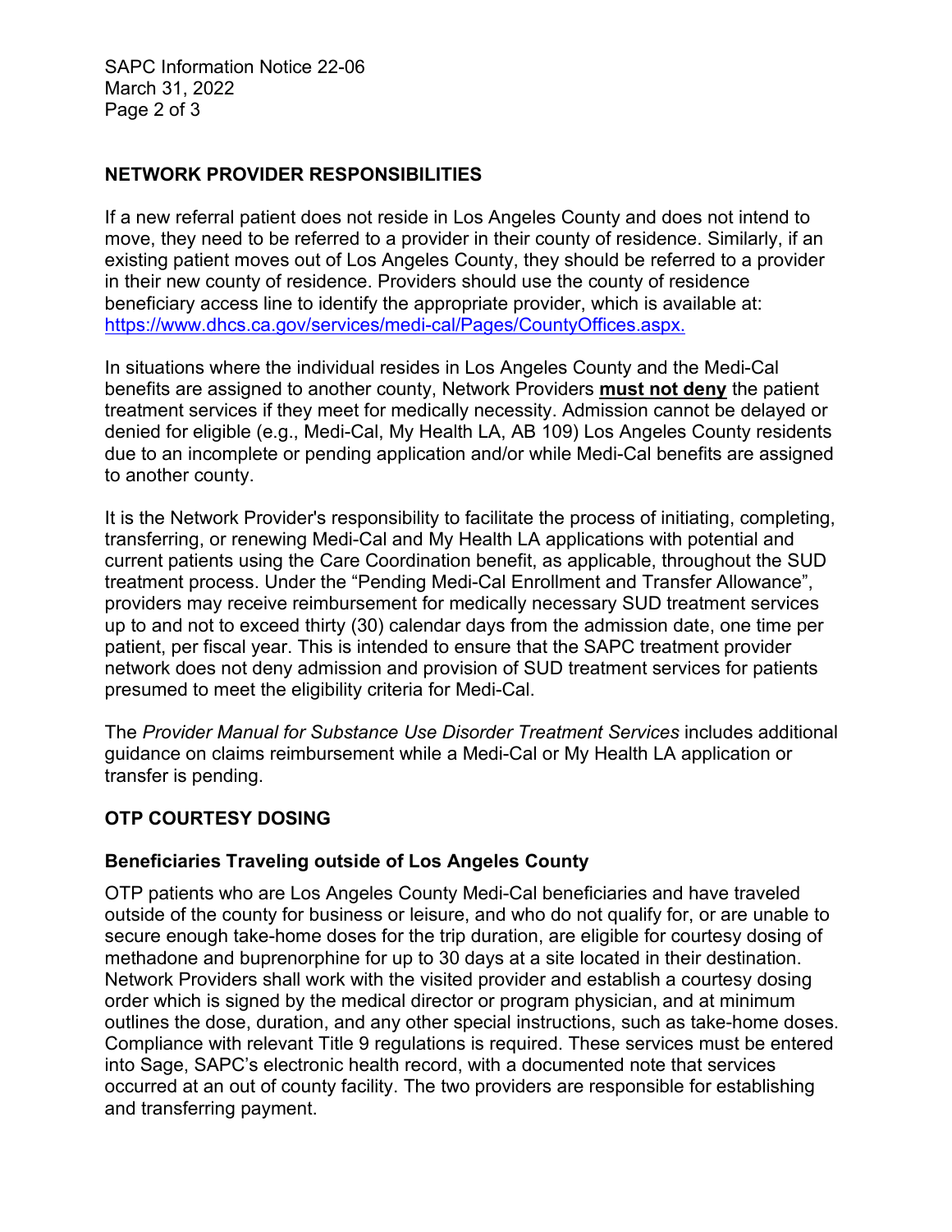## NETWORK PROVIDER RESPONSIBILITIES

If a new referral patient does not reside in Los Angeles County and does not intend to move, they need to be referred to a provider in their county of residence. Similarly, if an existing patient moves out of Los Angeles County, they should be referred to a provider in their new county of residence. Providers should use the county of residence beneficiary access line to identify the appropriate provider, which is available at: https://www.dhcs.ca.gov/services/medi-cal/Pages/CountyOffices.aspx.

In situations where the individual resides in Los Angeles County and the Medi-Cal benefits are assigned to another county, Network Providers **must not deny** the patient treatment services if they meet for medically necessity. Admission cannot be delayed or denied for eligible (e.g., Medi-Cal, My Health LA, AB 109) Los Angeles County residents due to an incomplete or pending application and/or while Medi-Cal benefits are assigned to another county.

It is the Network Provider's responsibility to facilitate the process of initiating, completing, transferring, or renewing Medi-Cal and My Health LA applications with potential and current patients using the Care Coordination benefit, as applicable, throughout the SUD treatment process. Under the "Pending Medi-Cal Enrollment and Transfer Allowance", providers may receive reimbursement for medically necessary SUD treatment services up to and not to exceed thirty (30) calendar days from the admission date, one time per patient, per fiscal year. This is intended to ensure that the SAPC treatment provider network does not deny admission and provision of SUD treatment services for patients presumed to meet the eligibility criteria for Medi-Cal.

The *Provider Manual for Substance Use Disorder Treatment Services* includes additional guidance on claims reimbursement while a Medi-Cal or My Health LA application or transfer is pending.

## OTP COURTESY DOSING

### Beneficiaries Traveling outside of Los Angeles County

OTP patients who are Los Angeles County Medi-Cal beneficiaries and have traveled outside of the county for business or leisure, and who do not qualify for, or are unable to secure enough take-home doses for the trip duration, are eligible for courtesy dosing of methadone and buprenorphine for up to 30 days at a site located in their destination. Network Providers shall work with the visited provider and establish a courtesy dosing order which is signed by the medical director or program physician, and at minimum outlines the dose, duration, and any other special instructions, such as take-home doses. Compliance with relevant Title 9 regulations is required. These services must be entered into Sage, SAPC's electronic health record, with a documented note that services occurred at an out of county facility. The two providers are responsible for establishing and transferring payment.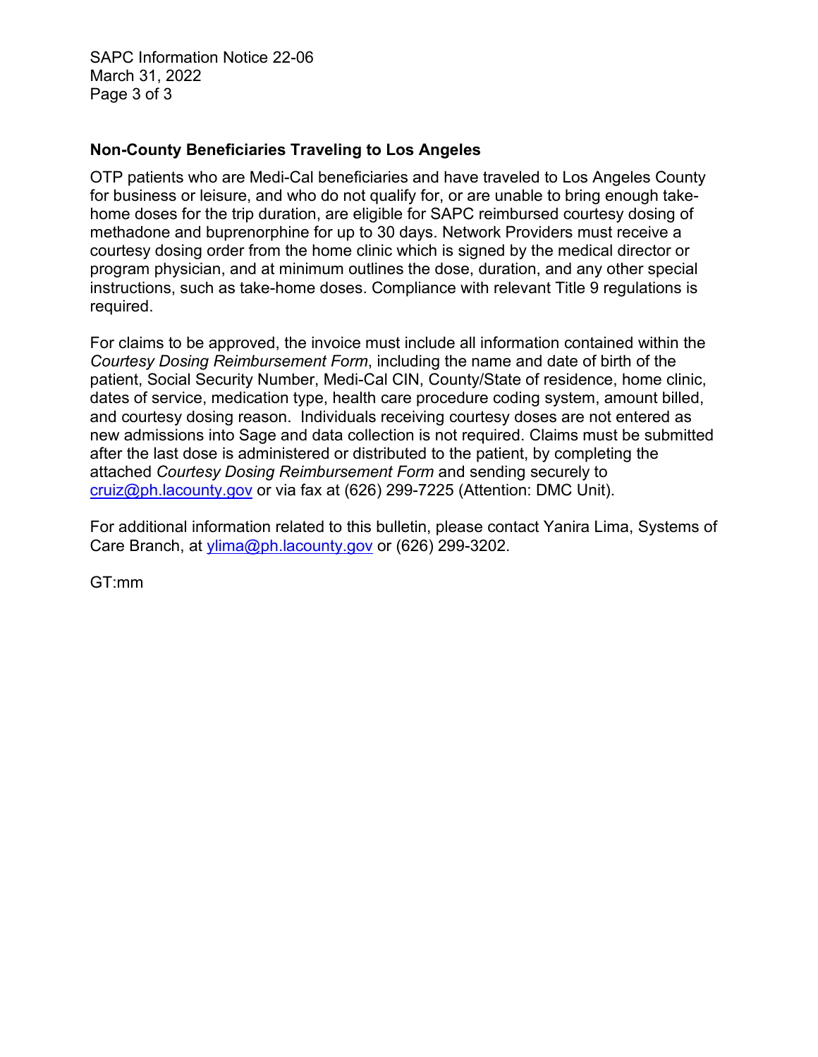## Non-County Beneficiaries Traveling to Los Angeles

OTP patients who are Medi-Cal beneficiaries and have traveled to Los Angeles County for business or leisure, and who do not qualify for, or are unable to bring enough take-home doses for the trip duration, are eligible for SAPC reimbursed courtesy dosing of methadone and buprenorphine for up to 30 days. Network Providers must receive a courtesy dosing order from the home clinic which is signed by the medical director or program physician, and at minimum outlines the dose, duration, and any other special instructions, such as take-home doses. Compliance with relevant Title 9 regulations is required.

For claims to be approved, the invoice must include all information contained within the *Courtesy Dosing Reimbursement Form*, including the name and date of birth of the patient, Social Security Number, Medi-Cal CIN, County/State of residence, home clinic, dates of service, medication type, health care procedure coding system, amount billed, and courtesy dosing reason. Individuals receiving courtesy doses are not entered as new admissions into Sage and data collection is not required. Claims must be submitted after the last dose is administered or distributed to the patient, by completing the attached *Courtesy Dosing Reimbursement Form* and sending securely to cruiz@ph.lacounty.gov or via fax at (626) 299-7225 (Attention: DMC Unit).

For additional information related to this bulletin, please contact Yanira Lima, Systems of Care Branch, at ylima@ph.lacounty.gov or (626) 299-3202.

GT:mm